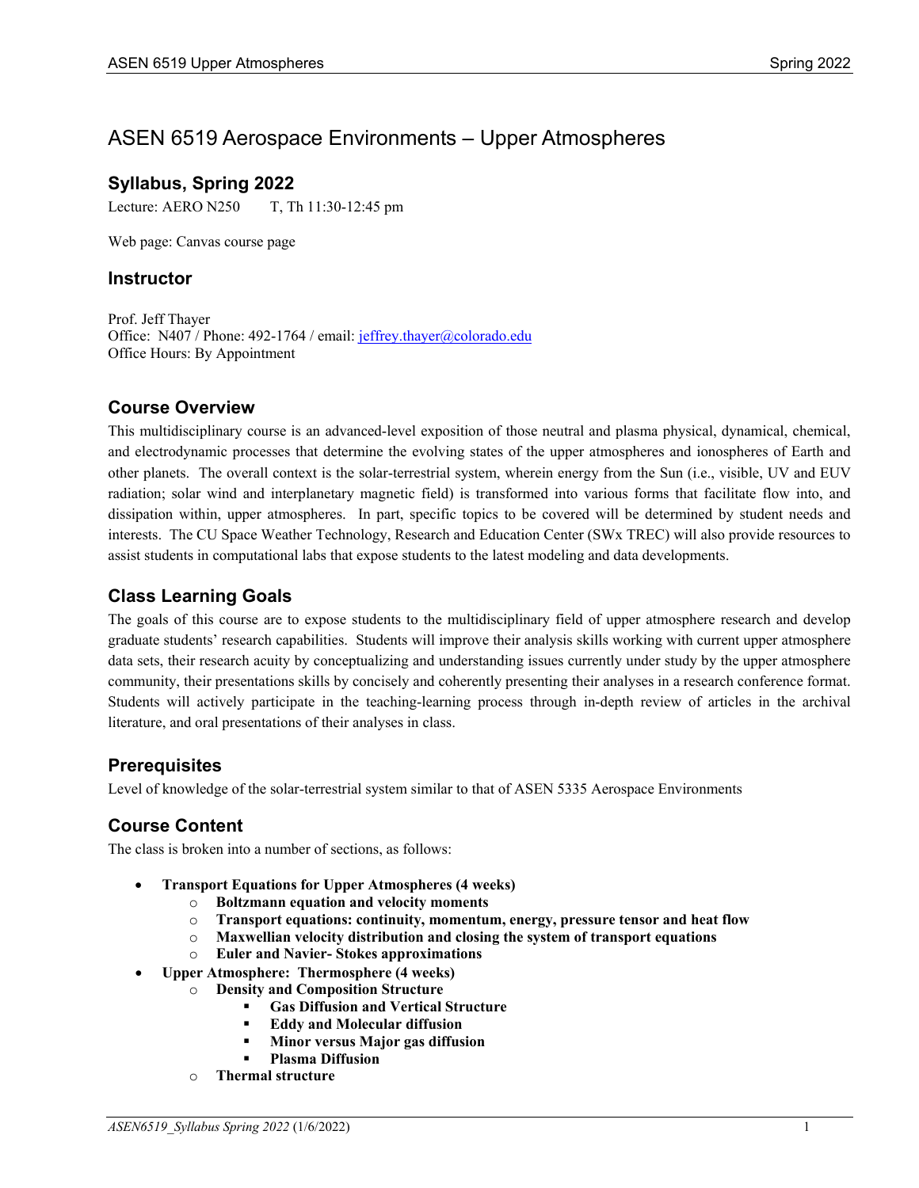# ASEN 6519 Aerospace Environments – Upper Atmospheres

## Syllabus, Spring 2022

Lecture: AERO N250 T, Th 11:30-12:45 pm

Web page: Canvas course page

## Instructor

Prof. Jeff Thayer
Office: N407 / Phone: 492-1764 / email: jeffrey.thayer@colorado.edu
Office Hours: By Appointment

## Course Overview

This multidisciplinary course is an advanced-level exposition of those neutral and plasma physical, dynamical, chemical, and electrodynamic processes that determine the evolving states of the upper atmospheres and ionospheres of Earth and other planets. The overall context is the solar-terrestrial system, wherein energy from the Sun (i.e., visible, UV and EUV radiation; solar wind and interplanetary magnetic field) is transformed into various forms that facilitate flow into, and dissipation within, upper atmospheres. In part, specific topics to be covered will be determined by student needs and interests. The CU Space Weather Technology, Research and Education Center (SWx TREC) will also provide resources to assist students in computational labs that expose students to the latest modeling and data developments.

## Class Learning Goals

The goals of this course are to expose students to the multidisciplinary field of upper atmosphere research and develop graduate students' research capabilities. Students will improve their analysis skills working with current upper atmosphere data sets, their research acuity by conceptualizing and understanding issues currently under study by the upper atmosphere community, their presentations skills by concisely and coherently presenting their analyses in a research conference format. Students will actively participate in the teaching-learning process through in-depth review of articles in the archival literature, and oral presentations of their analyses in class.

## Prerequisites

Level of knowledge of the solar-terrestrial system similar to that of ASEN 5335 Aerospace Environments

## Course Content

The class is broken into a number of sections, as follows:

- **Transport Equations for Upper Atmospheres (4 weeks)**
  - **Boltzmann equation and velocity moments**
  - **Transport equations: continuity, momentum, energy, pressure tensor and heat flow**
  - **Maxwellian velocity distribution and closing the system of transport equations**
  - **Euler and Navier- Stokes approximations**
- **Upper Atmosphere: Thermosphere (4 weeks)**
  - **Density and Composition Structure**
    - **Gas Diffusion and Vertical Structure**
    - **Eddy and Molecular diffusion**
    - **Minor versus Major gas diffusion**
    - **Plasma Diffusion**
  - **Thermal structure**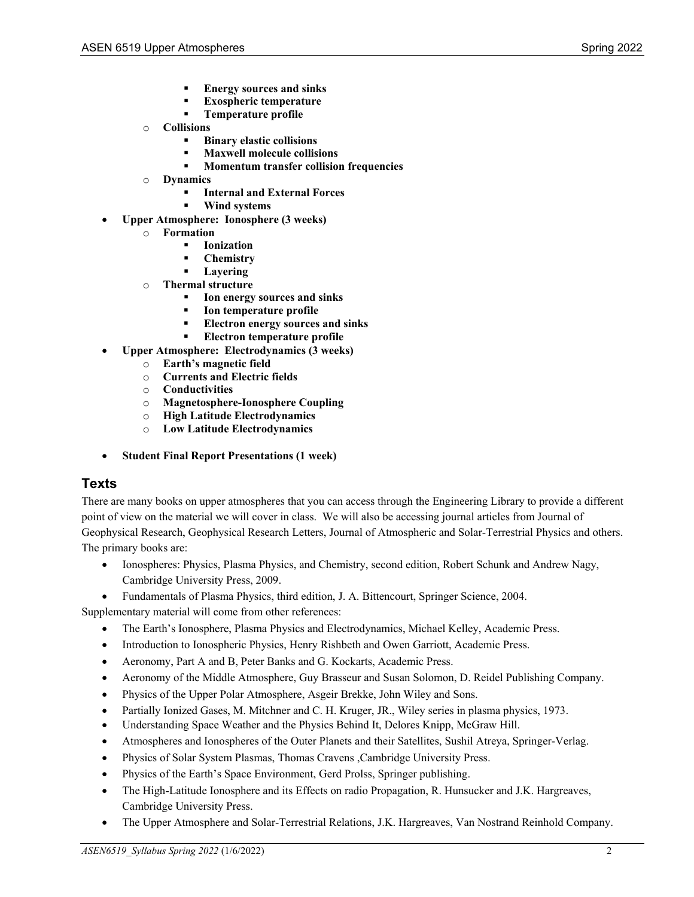- **Energy sources and sinks**
        - **Exospheric temperature**
        - **Temperature profile**
    - **Collisions**
        - **Binary elastic collisions**
        - **Maxwell molecule collisions**
        - **Momentum transfer collision frequencies**
    - **Dynamics**
        - **Internal and External Forces**
        - **Wind systems**
- **Upper Atmosphere: Ionosphere (3 weeks)**
    - **Formation**
        - **Ionization**
        - **Chemistry**
        - **Layering**
    - **Thermal structure**
        - **Ion energy sources and sinks**
        - **Ion temperature profile**
        - **Electron energy sources and sinks**
        - **Electron temperature profile**
- **Upper Atmosphere: Electrodynamics (3 weeks)**
    - **Earth's magnetic field**
    - **Currents and Electric fields**
    - **Conductivities**
    - **Magnetosphere-Ionosphere Coupling**
    - **High Latitude Electrodynamics**
    - **Low Latitude Electrodynamics**

- **Student Final Report Presentations (1 week)**

## Texts

There are many books on upper atmospheres that you can access through the Engineering Library to provide a different point of view on the material we will cover in class. We will also be accessing journal articles from Journal of Geophysical Research, Geophysical Research Letters, Journal of Atmospheric and Solar-Terrestrial Physics and others. The primary books are:

- Ionospheres: Physics, Plasma Physics, and Chemistry, second edition, Robert Schunk and Andrew Nagy, Cambridge University Press, 2009.
- Fundamentals of Plasma Physics, third edition, J. A. Bittencourt, Springer Science, 2004.

Supplementary material will come from other references:

- The Earth's Ionosphere, Plasma Physics and Electrodynamics, Michael Kelley, Academic Press.
- Introduction to Ionospheric Physics, Henry Rishbeth and Owen Garriott, Academic Press.
- Aeronomy, Part A and B, Peter Banks and G. Kockarts, Academic Press.
- Aeronomy of the Middle Atmosphere, Guy Brasseur and Susan Solomon, D. Reidel Publishing Company.
- Physics of the Upper Polar Atmosphere, Asgeir Brekke, John Wiley and Sons.
- Partially Ionized Gases, M. Mitchner and C. H. Kruger, JR., Wiley series in plasma physics, 1973.
- Understanding Space Weather and the Physics Behind It, Delores Knipp, McGraw Hill.
- Atmospheres and Ionospheres of the Outer Planets and their Satellites, Sushil Atreya, Springer-Verlag.
- Physics of Solar System Plasmas, Thomas Cravens ,Cambridge University Press.
- Physics of the Earth's Space Environment, Gerd Prolss, Springer publishing.
- The High-Latitude Ionosphere and its Effects on radio Propagation, R. Hunsucker and J.K. Hargreaves, Cambridge University Press.
- The Upper Atmosphere and Solar-Terrestrial Relations, J.K. Hargreaves, Van Nostrand Reinhold Company.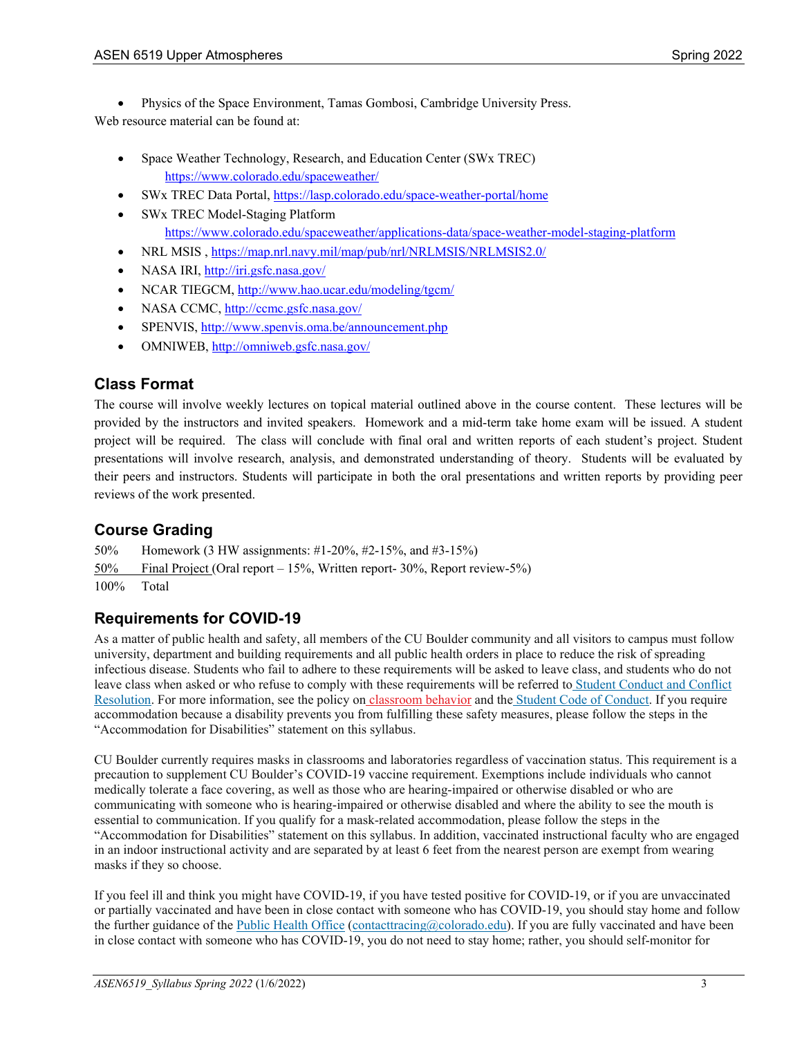- Physics of the Space Environment, Tamas Gombosi, Cambridge University Press.

Web resource material can be found at:

- Space Weather Technology, Research, and Education Center (SWx TREC) https://www.colorado.edu/spaceweather/
- SWx TREC Data Portal, https://lasp.colorado.edu/space-weather-portal/home
- SWx TREC Model-Staging Platform https://www.colorado.edu/spaceweather/applications-data/space-weather-model-staging-platform
- NRL MSIS , https://map.nrl.navy.mil/map/pub/nrl/NRLMSIS/NRLMSIS2.0/
- NASA IRI, http://iri.gsfc.nasa.gov/
- NCAR TIEGCM, http://www.hao.ucar.edu/modeling/tgcm/
- NASA CCMC, http://ccmc.gsfc.nasa.gov/
- SPENVIS, http://www.spenvis.oma.be/announcement.php
- OMNIWEB, http://omniweb.gsfc.nasa.gov/

## Class Format

The course will involve weekly lectures on topical material outlined above in the course content. These lectures will be provided by the instructors and invited speakers. Homework and a mid-term take home exam will be issued. A student project will be required. The class will conclude with final oral and written reports of each student's project. Student presentations will involve research, analysis, and demonstrated understanding of theory. Students will be evaluated by their peers and instructors. Students will participate in both the oral presentations and written reports by providing peer reviews of the work presented.

## Course Grading

50% Homework (3 HW assignments: #1-20%, #2-15%, and #3-15%)

50% Final Project (Oral report – 15%, Written report- 30%, Report review-5%)

100% Total

## Requirements for COVID-19

As a matter of public health and safety, all members of the CU Boulder community and all visitors to campus must follow university, department and building requirements and all public health orders in place to reduce the risk of spreading infectious disease. Students who fail to adhere to these requirements will be asked to leave class, and students who do not leave class when asked or who refuse to comply with these requirements will be referred to Student Conduct and Conflict Resolution. For more information, see the policy on classroom behavior and the Student Code of Conduct. If you require accommodation because a disability prevents you from fulfilling these safety measures, please follow the steps in the "Accommodation for Disabilities" statement on this syllabus.

CU Boulder currently requires masks in classrooms and laboratories regardless of vaccination status. This requirement is a precaution to supplement CU Boulder's COVID-19 vaccine requirement. Exemptions include individuals who cannot medically tolerate a face covering, as well as those who are hearing-impaired or otherwise disabled or who are communicating with someone who is hearing-impaired or otherwise disabled and where the ability to see the mouth is essential to communication. If you qualify for a mask-related accommodation, please follow the steps in the "Accommodation for Disabilities" statement on this syllabus. In addition, vaccinated instructional faculty who are engaged in an indoor instructional activity and are separated by at least 6 feet from the nearest person are exempt from wearing masks if they so choose.

If you feel ill and think you might have COVID-19, if you have tested positive for COVID-19, or if you are unvaccinated or partially vaccinated and have been in close contact with someone who has COVID-19, you should stay home and follow the further guidance of the Public Health Office (contacttracing@colorado.edu). If you are fully vaccinated and have been in close contact with someone who has COVID-19, you do not need to stay home; rather, you should self-monitor for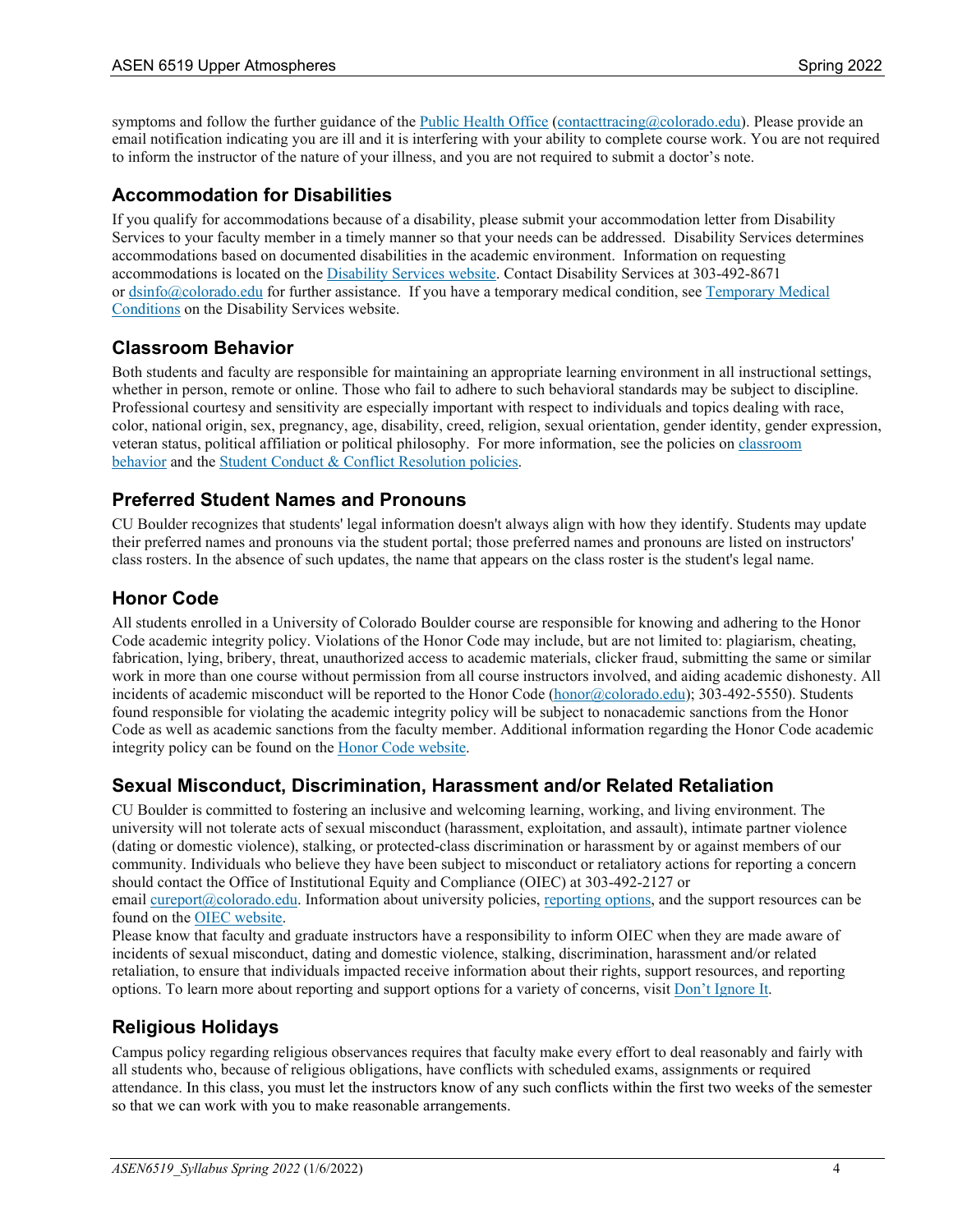symptoms and follow the further guidance of the Public Health Office (contacttracing@colorado.edu). Please provide an email notification indicating you are ill and it is interfering with your ability to complete course work. You are not required to inform the instructor of the nature of your illness, and you are not required to submit a doctor's note.

## Accommodation for Disabilities

If you qualify for accommodations because of a disability, please submit your accommodation letter from Disability Services to your faculty member in a timely manner so that your needs can be addressed. Disability Services determines accommodations based on documented disabilities in the academic environment. Information on requesting accommodations is located on the Disability Services website. Contact Disability Services at 303-492-8671 or dsinfo@colorado.edu for further assistance. If you have a temporary medical condition, see Temporary Medical Conditions on the Disability Services website.

## Classroom Behavior

Both students and faculty are responsible for maintaining an appropriate learning environment in all instructional settings, whether in person, remote or online. Those who fail to adhere to such behavioral standards may be subject to discipline. Professional courtesy and sensitivity are especially important with respect to individuals and topics dealing with race, color, national origin, sex, pregnancy, age, disability, creed, religion, sexual orientation, gender identity, gender expression, veteran status, political affiliation or political philosophy. For more information, see the policies on classroom behavior and the Student Conduct & Conflict Resolution policies.

## Preferred Student Names and Pronouns

CU Boulder recognizes that students' legal information doesn't always align with how they identify. Students may update their preferred names and pronouns via the student portal; those preferred names and pronouns are listed on instructors' class rosters. In the absence of such updates, the name that appears on the class roster is the student's legal name.

## Honor Code

All students enrolled in a University of Colorado Boulder course are responsible for knowing and adhering to the Honor Code academic integrity policy. Violations of the Honor Code may include, but are not limited to: plagiarism, cheating, fabrication, lying, bribery, threat, unauthorized access to academic materials, clicker fraud, submitting the same or similar work in more than one course without permission from all course instructors involved, and aiding academic dishonesty. All incidents of academic misconduct will be reported to the Honor Code (honor@colorado.edu); 303-492-5550). Students found responsible for violating the academic integrity policy will be subject to nonacademic sanctions from the Honor Code as well as academic sanctions from the faculty member. Additional information regarding the Honor Code academic integrity policy can be found on the Honor Code website.

## Sexual Misconduct, Discrimination, Harassment and/or Related Retaliation

CU Boulder is committed to fostering an inclusive and welcoming learning, working, and living environment. The university will not tolerate acts of sexual misconduct (harassment, exploitation, and assault), intimate partner violence (dating or domestic violence), stalking, or protected-class discrimination or harassment by or against members of our community. Individuals who believe they have been subject to misconduct or retaliatory actions for reporting a concern should contact the Office of Institutional Equity and Compliance (OIEC) at 303-492-2127 or email cureport@colorado.edu. Information about university policies, reporting options, and the support resources can be found on the OIEC website.

Please know that faculty and graduate instructors have a responsibility to inform OIEC when they are made aware of incidents of sexual misconduct, dating and domestic violence, stalking, discrimination, harassment and/or related retaliation, to ensure that individuals impacted receive information about their rights, support resources, and reporting options. To learn more about reporting and support options for a variety of concerns, visit Don't Ignore It.

## Religious Holidays

Campus policy regarding religious observances requires that faculty make every effort to deal reasonably and fairly with all students who, because of religious obligations, have conflicts with scheduled exams, assignments or required attendance. In this class, you must let the instructors know of any such conflicts within the first two weeks of the semester so that we can work with you to make reasonable arrangements.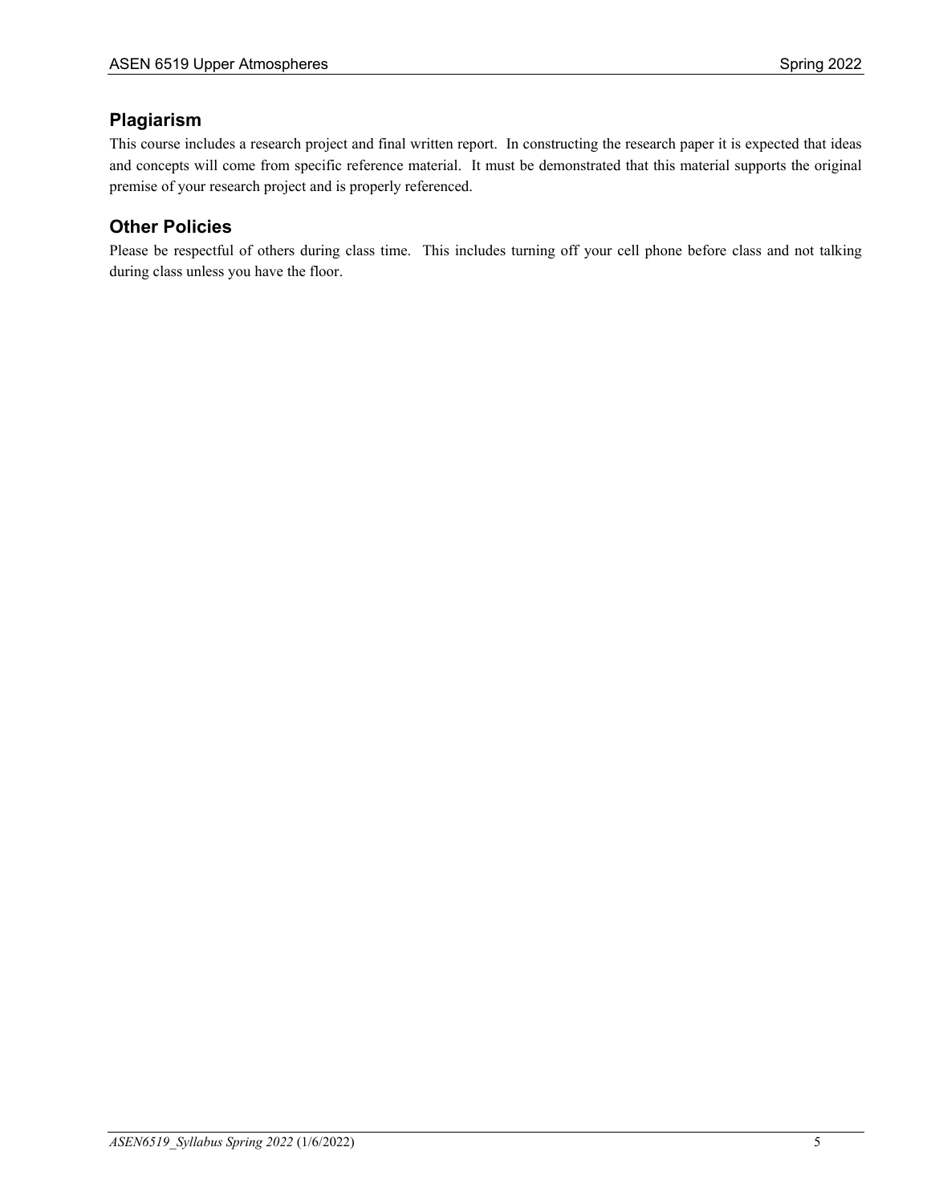## Plagiarism

This course includes a research project and final written report. In constructing the research paper it is expected that ideas and concepts will come from specific reference material. It must be demonstrated that this material supports the original premise of your research project and is properly referenced.

## Other Policies

Please be respectful of others during class time. This includes turning off your cell phone before class and not talking during class unless you have the floor.